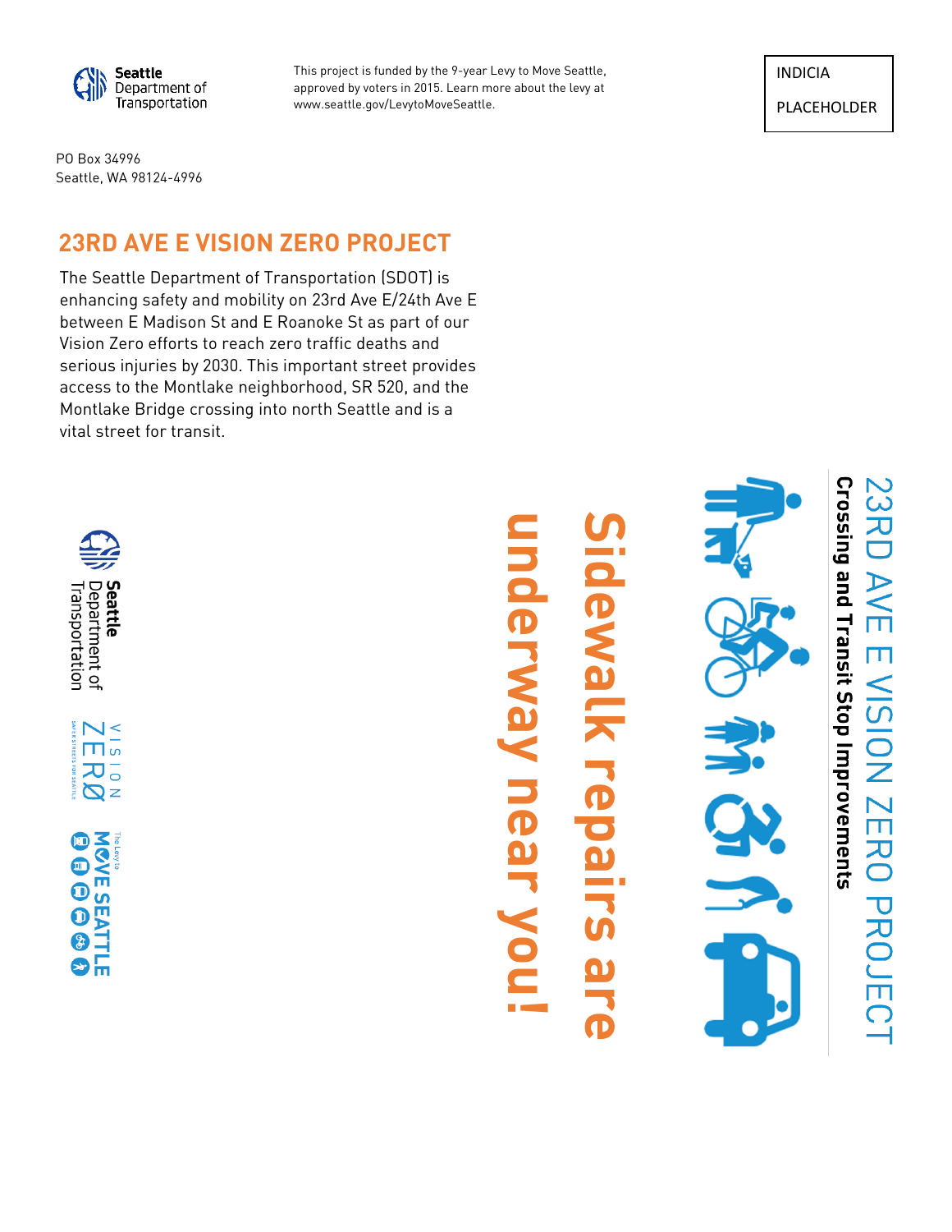Seattle Department of Transportation

This project is funded by the 9-year Levy to Move Seattle, approved by voters in 2015. Learn more about the levy at www.seattle.gov/LevytoMoveSeattle.

INDICIA

PLACEHOLDER

PO Box 34996
Seattle, WA 98124-4996

## 23RD AVE E VISION ZERO PROJECT

The Seattle Department of Transportation (SDOT) is enhancing safety and mobility on 23rd Ave E/24th Ave E between E Madison St and E Roanoke St as part of our Vision Zero efforts to reach zero traffic deaths and serious injuries by 2030. This important street provides access to the Montlake neighborhood, SR 520, and the Montlake Bridge crossing into north Seattle and is a vital street for transit.

# 23RD AVE E VISION ZERO PROJECT

**Crossing and Transit Stop Improvements**

# Sidewalk repairs are underway near you!

Seattle Department of Transportation

VISION ZERO SAFER STREETS FOR SEATTLE

The Levy to MOVE SEATTLE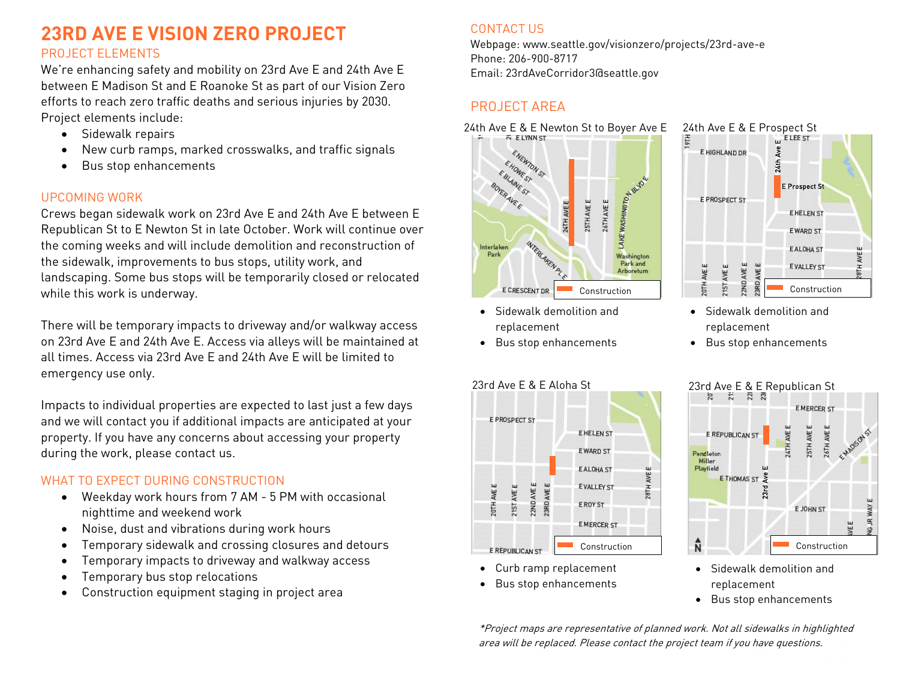# 23RD AVE E VISION ZERO PROJECT

## PROJECT ELEMENTS

We're enhancing safety and mobility on 23rd Ave E and 24th Ave E between E Madison St and E Roanoke St as part of our Vision Zero efforts to reach zero traffic deaths and serious injuries by 2030. Project elements include:

- Sidewalk repairs
- New curb ramps, marked crosswalks, and traffic signals
- Bus stop enhancements

## UPCOMING WORK

Crews began sidewalk work on 23rd Ave E and 24th Ave E between E Republican St to E Newton St in late October. Work will continue over the coming weeks and will include demolition and reconstruction of the sidewalk, improvements to bus stops, utility work, and landscaping. Some bus stops will be temporarily closed or relocated while this work is underway.

There will be temporary impacts to driveway and/or walkway access on 23rd Ave E and 24th Ave E. Access via alleys will be maintained at all times. Access via 23rd Ave E and 24th Ave E will be limited to emergency use only.

Impacts to individual properties are expected to last just a few days and we will contact you if additional impacts are anticipated at your property. If you have any concerns about accessing your property during the work, please contact us.

## WHAT TO EXPECT DURING CONSTRUCTION

- Weekday work hours from 7 AM - 5 PM with occasional nighttime and weekend work
- Noise, dust and vibrations during work hours
- Temporary sidewalk and crossing closures and detours
- Temporary impacts to driveway and walkway access
- Temporary bus stop relocations
- Construction equipment staging in project area

## CONTACT US

Webpage: www.seattle.gov/visionzero/projects/23rd-ave-e
Phone: 206-900-8717
Email: 23rdAveCorridor3@seattle.gov

## PROJECT AREA

**24th Ave E & E Newton St to Boyer Ave E**

E LYNN ST
E NEWTON ST
E HOWE ST
E BLAINE ST
BOYER AVE E
24TH AVE E
25TH AVE E
26TH AVE E
LAKE WASHINGTON BLVD E
Interlaken Park
INTERLAKEN PL E
Washington Park and Arboretum
E CRESCENT DR
Construction

- Sidewalk demolition and replacement
- Bus stop enhancements

**24th Ave E & E Prospect St**

19TH
E LEE ST
E HIGHLAND DR
24th Ave E
E Prospect St
E PROSPECT ST
E HELEN ST
E WARD ST
E ALOHA ST
E VALLEY ST
20TH AVE E
21ST AVE E
22ND AVE E
23RD AVE E
28TH AVE E
Construction

- Sidewalk demolition and replacement
- Bus stop enhancements

**23rd Ave E & E Aloha St**

E PROSPECT ST
E HELEN ST
E WARD ST
E ALOHA ST
E VALLEY ST
E ROY ST
E MERCER ST
E REPUBLICAN ST
20TH AVE E
21ST AVE E
22ND AVE E
23RD AVE E
28TH AVE E
Construction

- Curb ramp replacement
- Bus stop enhancements

**23rd Ave E & E Republican St**

E MERCER ST
E REPUBLICAN ST
Pendleton Miller Playfield
E THOMAS ST
23rd Ave E
24TH AVE E
25TH AVE E
26TH AVE E
E MADISON ST
E JOHN ST
N
Construction

- Sidewalk demolition and replacement
- Bus stop enhancements

*\*Project maps are representative of planned work. Not all sidewalks in highlighted area will be replaced. Please contact the project team if you have questions.*